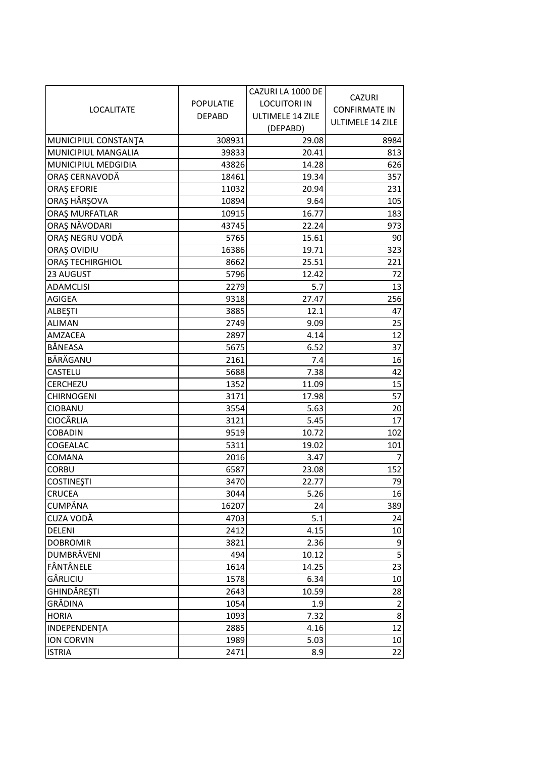| LOCALITATE | POPULATIE DEPABD | CAZURI LA 1000 DE LOCUITORI IN ULTIMELE 14 ZILE (DEPABD) | CAZURI CONFIRMATE IN ULTIMELE 14 ZILE |
|---|---|---|---|
| MUNICIPIUL CONSTANŢA | 308931 | 29.08 | 8984 |
| MUNICIPIUL MANGALIA | 39833 | 20.41 | 813 |
| MUNICIPIUL MEDGIDIA | 43826 | 14.28 | 626 |
| ORAŞ CERNAVODĂ | 18461 | 19.34 | 357 |
| ORAŞ EFORIE | 11032 | 20.94 | 231 |
| ORAŞ HÂRŞOVA | 10894 | 9.64 | 105 |
| ORAŞ MURFATLAR | 10915 | 16.77 | 183 |
| ORAŞ NĂVODARI | 43745 | 22.24 | 973 |
| ORAŞ NEGRU VODĂ | 5765 | 15.61 | 90 |
| ORAŞ OVIDIU | 16386 | 19.71 | 323 |
| ORAŞ TECHIRGHIOL | 8662 | 25.51 | 221 |
| 23 AUGUST | 5796 | 12.42 | 72 |
| ADAMCLISI | 2279 | 5.7 | 13 |
| AGIGEA | 9318 | 27.47 | 256 |
| ALBEŞTI | 3885 | 12.1 | 47 |
| ALIMAN | 2749 | 9.09 | 25 |
| AMZACEA | 2897 | 4.14 | 12 |
| BĂNEASA | 5675 | 6.52 | 37 |
| BĂRĂGANU | 2161 | 7.4 | 16 |
| CASTELU | 5688 | 7.38 | 42 |
| CERCHEZU | 1352 | 11.09 | 15 |
| CHIRNOGENI | 3171 | 17.98 | 57 |
| CIOBANU | 3554 | 5.63 | 20 |
| CIOCÂRLIA | 3121 | 5.45 | 17 |
| COBADIN | 9519 | 10.72 | 102 |
| COGEALAC | 5311 | 19.02 | 101 |
| COMANA | 2016 | 3.47 | 7 |
| CORBU | 6587 | 23.08 | 152 |
| COSTINEŞTI | 3470 | 22.77 | 79 |
| CRUCEA | 3044 | 5.26 | 16 |
| CUMPĂNA | 16207 | 24 | 389 |
| CUZA VODĂ | 4703 | 5.1 | 24 |
| DELENI | 2412 | 4.15 | 10 |
| DOBROMIR | 3821 | 2.36 | 9 |
| DUMBRĂVENI | 494 | 10.12 | 5 |
| FÂNTÂNELE | 1614 | 14.25 | 23 |
| GÂRLICIU | 1578 | 6.34 | 10 |
| GHINDĂREŞTI | 2643 | 10.59 | 28 |
| GRĂDINA | 1054 | 1.9 | 2 |
| HORIA | 1093 | 7.32 | 8 |
| INDEPENDENŢA | 2885 | 4.16 | 12 |
| ION CORVIN | 1989 | 5.03 | 10 |
| ISTRIA | 2471 | 8.9 | 22 |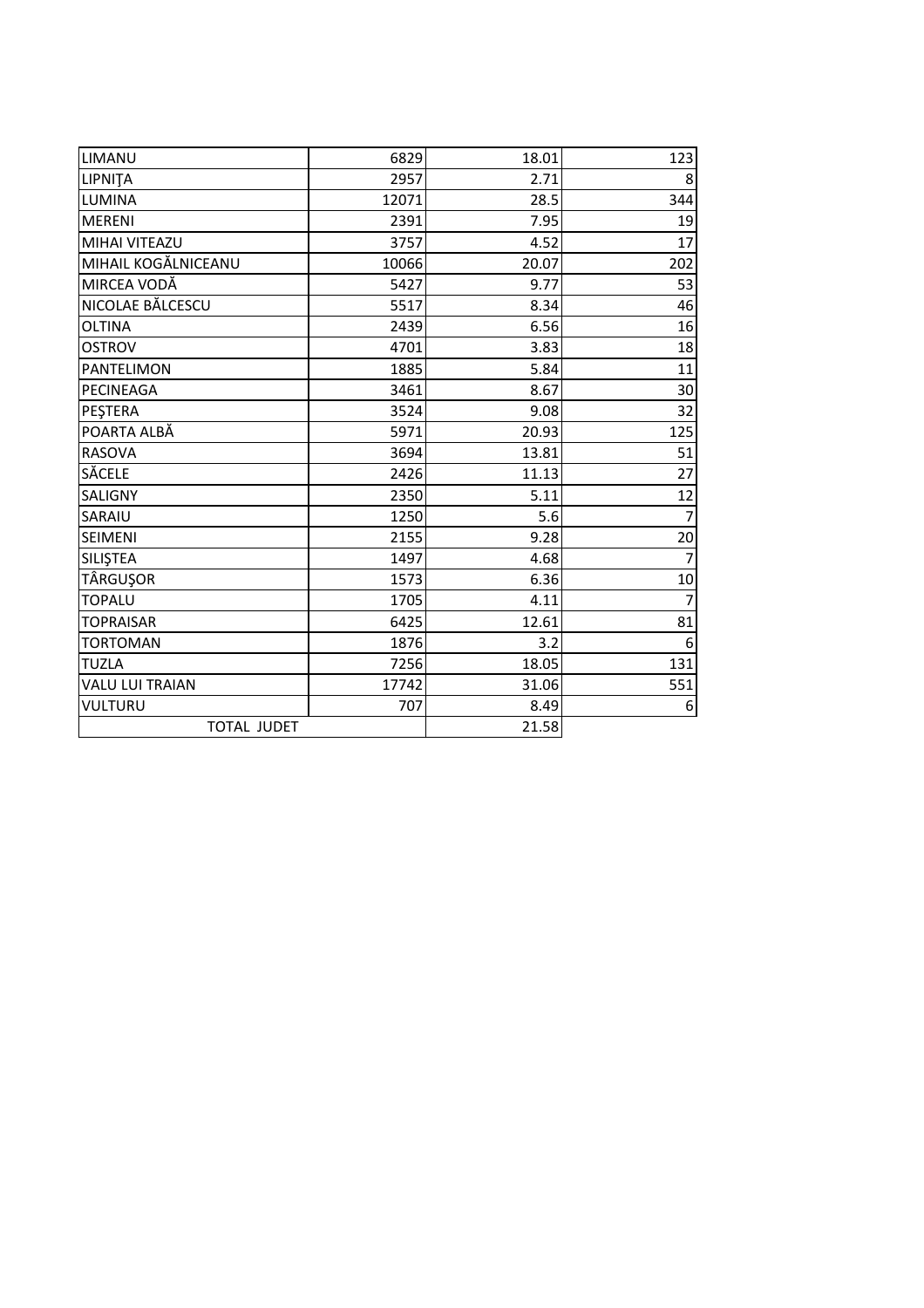| | | | |
|---|---|---|---|
| LIMANU | 6829 | 18.01 | 123 |
| LIPNIŢA | 2957 | 2.71 | 8 |
| LUMINA | 12071 | 28.5 | 344 |
| MERENI | 2391 | 7.95 | 19 |
| MIHAI VITEAZU | 3757 | 4.52 | 17 |
| MIHAIL KOGĂLNICEANU | 10066 | 20.07 | 202 |
| MIRCEA VODĂ | 5427 | 9.77 | 53 |
| NICOLAE BĂLCESCU | 5517 | 8.34 | 46 |
| OLTINA | 2439 | 6.56 | 16 |
| OSTROV | 4701 | 3.83 | 18 |
| PANTELIMON | 1885 | 5.84 | 11 |
| PECINEAGA | 3461 | 8.67 | 30 |
| PEŞTERA | 3524 | 9.08 | 32 |
| POARTA ALBĂ | 5971 | 20.93 | 125 |
| RASOVA | 3694 | 13.81 | 51 |
| SĂCELE | 2426 | 11.13 | 27 |
| SALIGNY | 2350 | 5.11 | 12 |
| SARAIU | 1250 | 5.6 | 7 |
| SEIMENI | 2155 | 9.28 | 20 |
| SILIŞTEA | 1497 | 4.68 | 7 |
| TÂRGUŞOR | 1573 | 6.36 | 10 |
| TOPALU | 1705 | 4.11 | 7 |
| TOPRAISAR | 6425 | 12.61 | 81 |
| TORTOMAN | 1876 | 3.2 | 6 |
| TUZLA | 7256 | 18.05 | 131 |
| VALU LUI TRAIAN | 17742 | 31.06 | 551 |
| VULTURU | 707 | 8.49 | 6 |
| TOTAL JUDET | | 21.58 | |